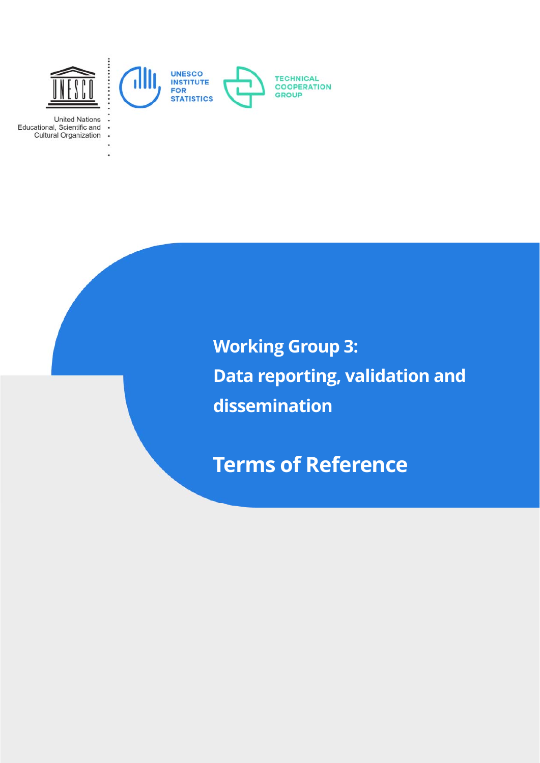United Nations Educational, Scientific and Cultural Organization

UNESCO INSTITUTE FOR STATISTICS

TECHNICAL COOPERATION GROUP

# Working Group 3: Data reporting, validation and dissemination

# Terms of Reference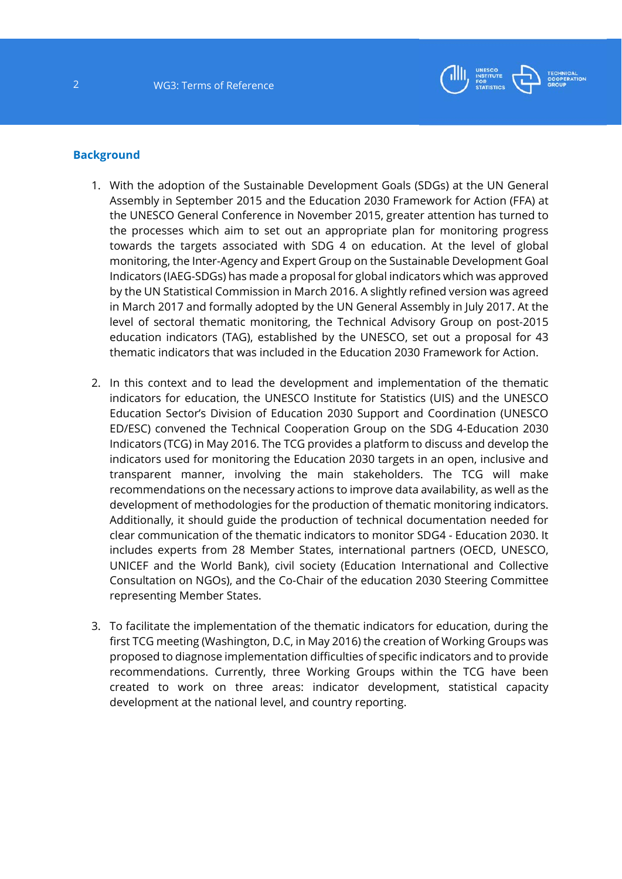## Background

1. With the adoption of the Sustainable Development Goals (SDGs) at the UN General Assembly in September 2015 and the Education 2030 Framework for Action (FFA) at the UNESCO General Conference in November 2015, greater attention has turned to the processes which aim to set out an appropriate plan for monitoring progress towards the targets associated with SDG 4 on education. At the level of global monitoring, the Inter-Agency and Expert Group on the Sustainable Development Goal Indicators (IAEG-SDGs) has made a proposal for global indicators which was approved by the UN Statistical Commission in March 2016. A slightly refined version was agreed in March 2017 and formally adopted by the UN General Assembly in July 2017. At the level of sectoral thematic monitoring, the Technical Advisory Group on post-2015 education indicators (TAG), established by the UNESCO, set out a proposal for 43 thematic indicators that was included in the Education 2030 Framework for Action.

2. In this context and to lead the development and implementation of the thematic indicators for education, the UNESCO Institute for Statistics (UIS) and the UNESCO Education Sector's Division of Education 2030 Support and Coordination (UNESCO ED/ESC) convened the Technical Cooperation Group on the SDG 4-Education 2030 Indicators (TCG) in May 2016. The TCG provides a platform to discuss and develop the indicators used for monitoring the Education 2030 targets in an open, inclusive and transparent manner, involving the main stakeholders. The TCG will make recommendations on the necessary actions to improve data availability, as well as the development of methodologies for the production of thematic monitoring indicators. Additionally, it should guide the production of technical documentation needed for clear communication of the thematic indicators to monitor SDG4 - Education 2030. It includes experts from 28 Member States, international partners (OECD, UNESCO, UNICEF and the World Bank), civil society (Education International and Collective Consultation on NGOs), and the Co-Chair of the education 2030 Steering Committee representing Member States.

3. To facilitate the implementation of the thematic indicators for education, during the first TCG meeting (Washington, D.C, in May 2016) the creation of Working Groups was proposed to diagnose implementation difficulties of specific indicators and to provide recommendations. Currently, three Working Groups within the TCG have been created to work on three areas: indicator development, statistical capacity development at the national level, and country reporting.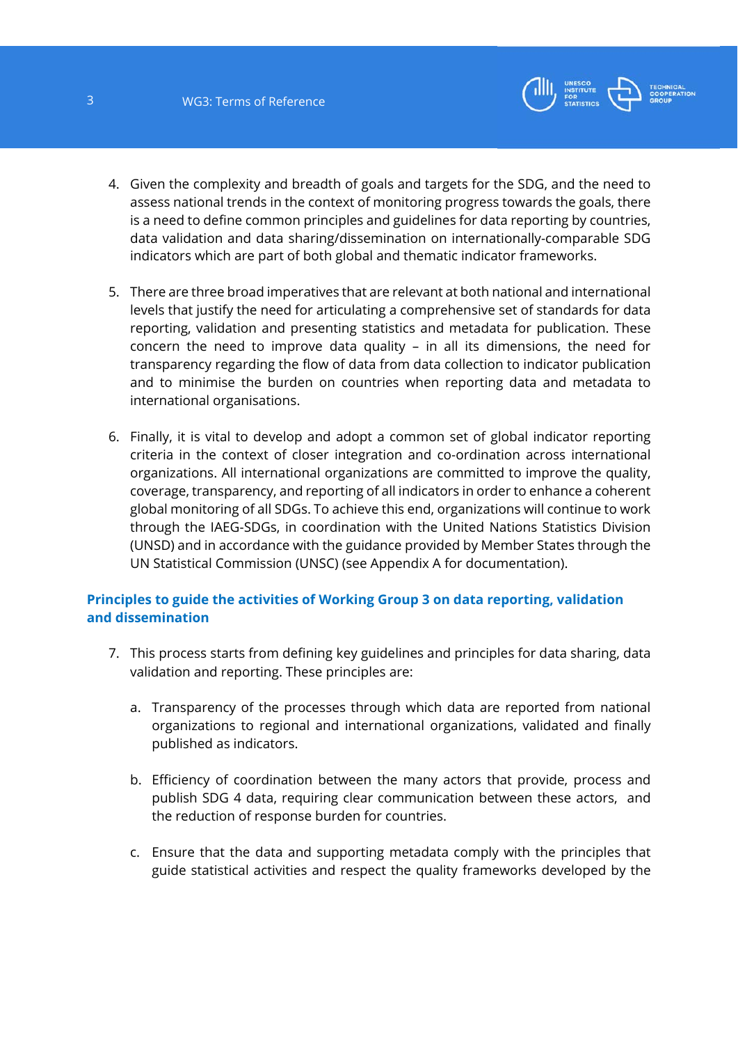4. Given the complexity and breadth of goals and targets for the SDG, and the need to assess national trends in the context of monitoring progress towards the goals, there is a need to define common principles and guidelines for data reporting by countries, data validation and data sharing/dissemination on internationally-comparable SDG indicators which are part of both global and thematic indicator frameworks.

5. There are three broad imperatives that are relevant at both national and international levels that justify the need for articulating a comprehensive set of standards for data reporting, validation and presenting statistics and metadata for publication. These concern the need to improve data quality – in all its dimensions, the need for transparency regarding the flow of data from data collection to indicator publication and to minimise the burden on countries when reporting data and metadata to international organisations.

6. Finally, it is vital to develop and adopt a common set of global indicator reporting criteria in the context of closer integration and co-ordination across international organizations. All international organizations are committed to improve the quality, coverage, transparency, and reporting of all indicators in order to enhance a coherent global monitoring of all SDGs. To achieve this end, organizations will continue to work through the IAEG-SDGs, in coordination with the United Nations Statistics Division (UNSD) and in accordance with the guidance provided by Member States through the UN Statistical Commission (UNSC) (see Appendix A for documentation).

## Principles to guide the activities of Working Group 3 on data reporting, validation and dissemination

7. This process starts from defining key guidelines and principles for data sharing, data validation and reporting. These principles are:

   a. Transparency of the processes through which data are reported from national organizations to regional and international organizations, validated and finally published as indicators.

   b. Efficiency of coordination between the many actors that provide, process and publish SDG 4 data, requiring clear communication between these actors, and the reduction of response burden for countries.

   c. Ensure that the data and supporting metadata comply with the principles that guide statistical activities and respect the quality frameworks developed by the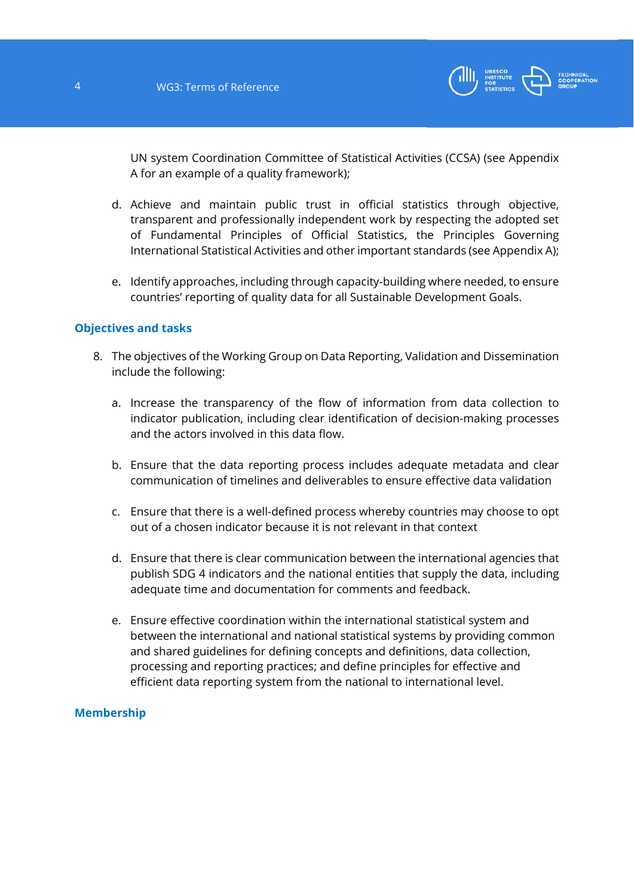UN system Coordination Committee of Statistical Activities (CCSA) (see Appendix A for an example of a quality framework);

d. Achieve and maintain public trust in official statistics through objective, transparent and professionally independent work by respecting the adopted set of Fundamental Principles of Official Statistics, the Principles Governing International Statistical Activities and other important standards (see Appendix A);

e. Identify approaches, including through capacity-building where needed, to ensure countries' reporting of quality data for all Sustainable Development Goals.

## Objectives and tasks

8. The objectives of the Working Group on Data Reporting, Validation and Dissemination include the following:

   a. Increase the transparency of the flow of information from data collection to indicator publication, including clear identification of decision-making processes and the actors involved in this data flow.

   b. Ensure that the data reporting process includes adequate metadata and clear communication of timelines and deliverables to ensure effective data validation

   c. Ensure that there is a well-defined process whereby countries may choose to opt out of a chosen indicator because it is not relevant in that context

   d. Ensure that there is clear communication between the international agencies that publish SDG 4 indicators and the national entities that supply the data, including adequate time and documentation for comments and feedback.

   e. Ensure effective coordination within the international statistical system and between the international and national statistical systems by providing common and shared guidelines for defining concepts and definitions, data collection, processing and reporting practices; and define principles for effective and efficient data reporting system from the national to international level.

## Membership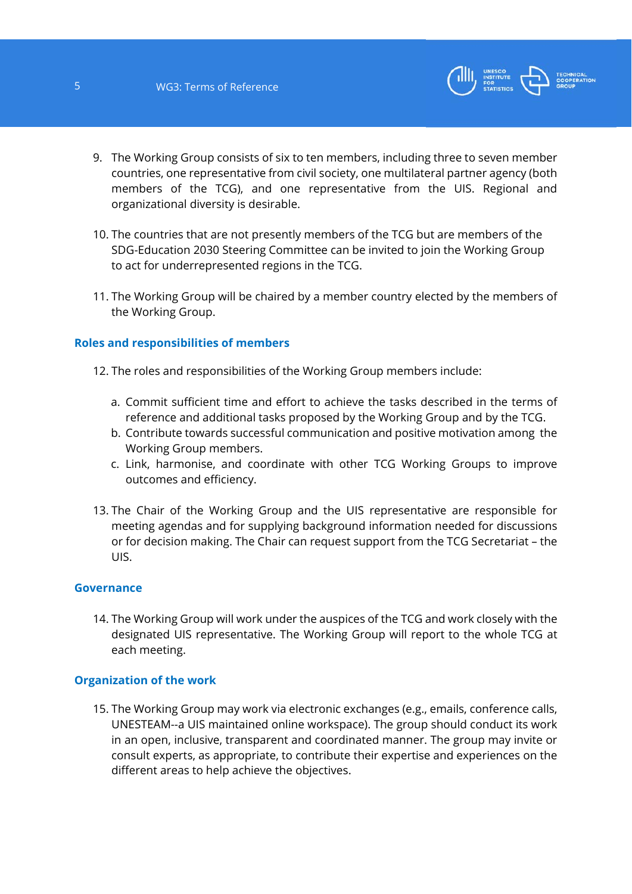9. The Working Group consists of six to ten members, including three to seven member countries, one representative from civil society, one multilateral partner agency (both members of the TCG), and one representative from the UIS. Regional and organizational diversity is desirable.

10. The countries that are not presently members of the TCG but are members of the SDG-Education 2030 Steering Committee can be invited to join the Working Group to act for underrepresented regions in the TCG.

11. The Working Group will be chaired by a member country elected by the members of the Working Group.

## Roles and responsibilities of members

12. The roles and responsibilities of the Working Group members include:

    a. Commit sufficient time and effort to achieve the tasks described in the terms of reference and additional tasks proposed by the Working Group and by the TCG.
    b. Contribute towards successful communication and positive motivation among the Working Group members.
    c. Link, harmonise, and coordinate with other TCG Working Groups to improve outcomes and efficiency.

13. The Chair of the Working Group and the UIS representative are responsible for meeting agendas and for supplying background information needed for discussions or for decision making. The Chair can request support from the TCG Secretariat – the UIS.

## Governance

14. The Working Group will work under the auspices of the TCG and work closely with the designated UIS representative. The Working Group will report to the whole TCG at each meeting.

## Organization of the work

15. The Working Group may work via electronic exchanges (e.g., emails, conference calls, UNESTEAM--a UIS maintained online workspace). The group should conduct its work in an open, inclusive, transparent and coordinated manner. The group may invite or consult experts, as appropriate, to contribute their expertise and experiences on the different areas to help achieve the objectives.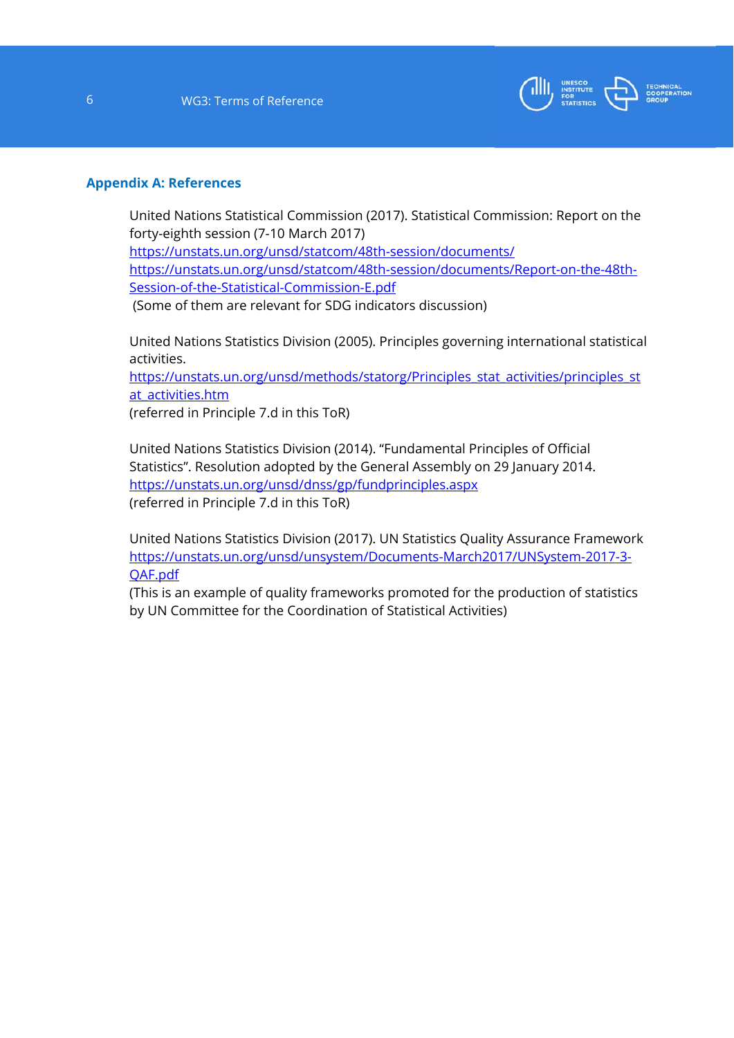## Appendix A: References

United Nations Statistical Commission (2017). Statistical Commission: Report on the forty-eighth session (7-10 March 2017)
https://unstats.un.org/unsd/statcom/48th-session/documents/
https://unstats.un.org/unsd/statcom/48th-session/documents/Report-on-the-48th-Session-of-the-Statistical-Commission-E.pdf
(Some of them are relevant for SDG indicators discussion)

United Nations Statistics Division (2005). Principles governing international statistical activities.
https://unstats.un.org/unsd/methods/statorg/Principles_stat_activities/principles_stat_activities.htm
(referred in Principle 7.d in this ToR)

United Nations Statistics Division (2014). "Fundamental Principles of Official Statistics". Resolution adopted by the General Assembly on 29 January 2014.
https://unstats.un.org/unsd/dnss/gp/fundprinciples.aspx
(referred in Principle 7.d in this ToR)

United Nations Statistics Division (2017). UN Statistics Quality Assurance Framework
https://unstats.un.org/unsd/unsystem/Documents-March2017/UNSystem-2017-3-QAF.pdf
(This is an example of quality frameworks promoted for the production of statistics by UN Committee for the Coordination of Statistical Activities)